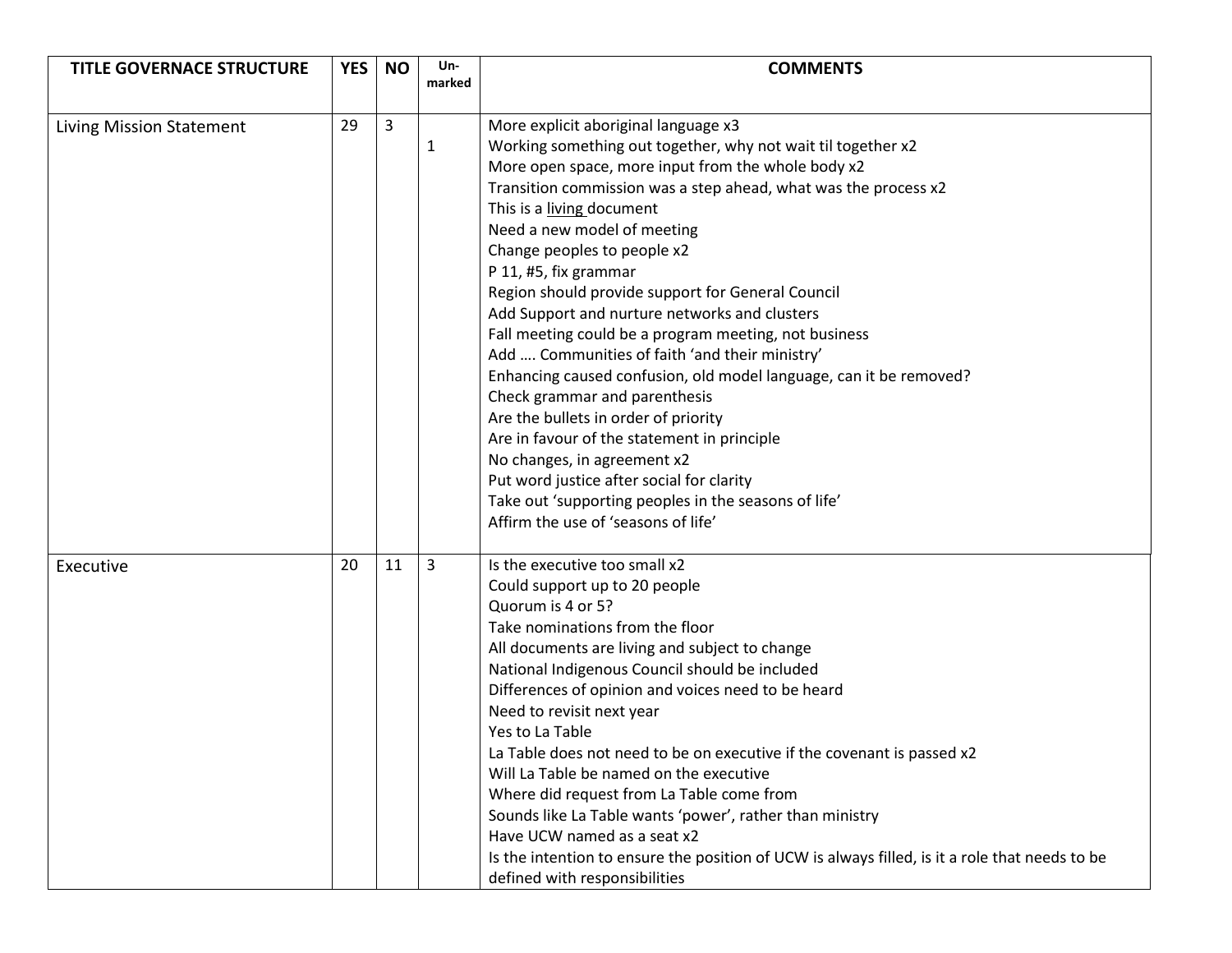| TITLE GOVERNACE STRUCTURE | YES | NO | Un-marked | COMMENTS |
|---|---|---|---|---|
| Living Mission Statement | 29 | 3 | 1 | More explicit aboriginal language x3<br>Working something out together, why not wait til together x2<br>More open space, more input from the whole body x2<br>Transition commission was a step ahead, what was the process x2<br>This is a living document<br>Need a new model of meeting<br>Change peoples to people x2<br>P 11, #5, fix grammar<br>Region should provide support for General Council<br>Add Support and nurture networks and clusters<br>Fall meeting could be a program meeting, not business<br>Add …. Communities of faith 'and their ministry'<br>Enhancing caused confusion, old model language, can it be removed?<br>Check grammar and parenthesis<br>Are the bullets in order of priority<br>Are in favour of the statement in principle<br>No changes, in agreement x2<br>Put word justice after social for clarity<br>Take out 'supporting peoples in the seasons of life'<br>Affirm the use of 'seasons of life' |
| Executive | 20 | 11 | 3 | Is the executive too small x2<br>Could support up to 20 people<br>Quorum is 4 or 5?<br>Take nominations from the floor<br>All documents are living and subject to change<br>National Indigenous Council should be included<br>Differences of opinion and voices need to be heard<br>Need to revisit next year<br>Yes to La Table<br>La Table does not need to be on executive if the covenant is passed x2<br>Will La Table be named on the executive<br>Where did request from La Table come from<br>Sounds like La Table wants 'power', rather than ministry<br>Have UCW named as a seat x2<br>Is the intention to ensure the position of UCW is always filled, is it a role that needs to be defined with responsibilities |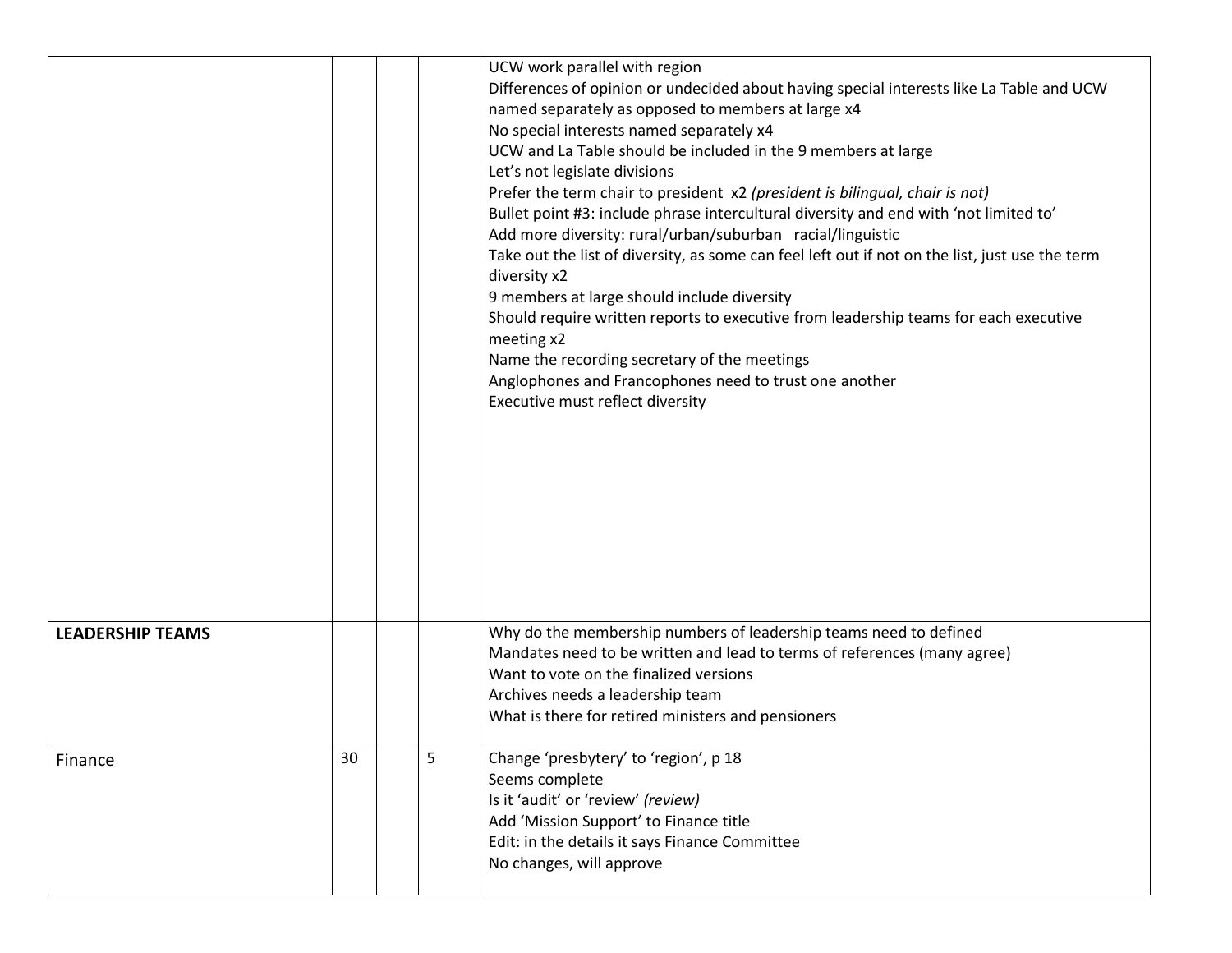| | | | | |
|---|---|---|---|---|
| | | | | UCW work parallel with region<br>Differences of opinion or undecided about having special interests like La Table and UCW named separately as opposed to members at large x4<br>No special interests named separately x4<br>UCW and La Table should be included in the 9 members at large<br>Let's not legislate divisions<br>Prefer the term chair to president x2 *(president is bilingual, chair is not)*<br>Bullet point #3: include phrase intercultural diversity and end with 'not limited to'<br>Add more diversity: rural/urban/suburban racial/linguistic<br>Take out the list of diversity, as some can feel left out if not on the list, just use the term diversity x2<br>9 members at large should include diversity<br>Should require written reports to executive from leadership teams for each executive meeting x2<br>Name the recording secretary of the meetings<br>Anglophones and Francophones need to trust one another<br>Executive must reflect diversity |
| **LEADERSHIP TEAMS** | | | | Why do the membership numbers of leadership teams need to defined<br>Mandates need to be written and lead to terms of references (many agree)<br>Want to vote on the finalized versions<br>Archives needs a leadership team<br>What is there for retired ministers and pensioners |
| Finance | 30 | | 5 | Change 'presbytery' to 'region', p 18<br>Seems complete<br>Is it 'audit' or 'review' *(review)*<br>Add 'Mission Support' to Finance title<br>Edit: in the details it says Finance Committee<br>No changes, will approve |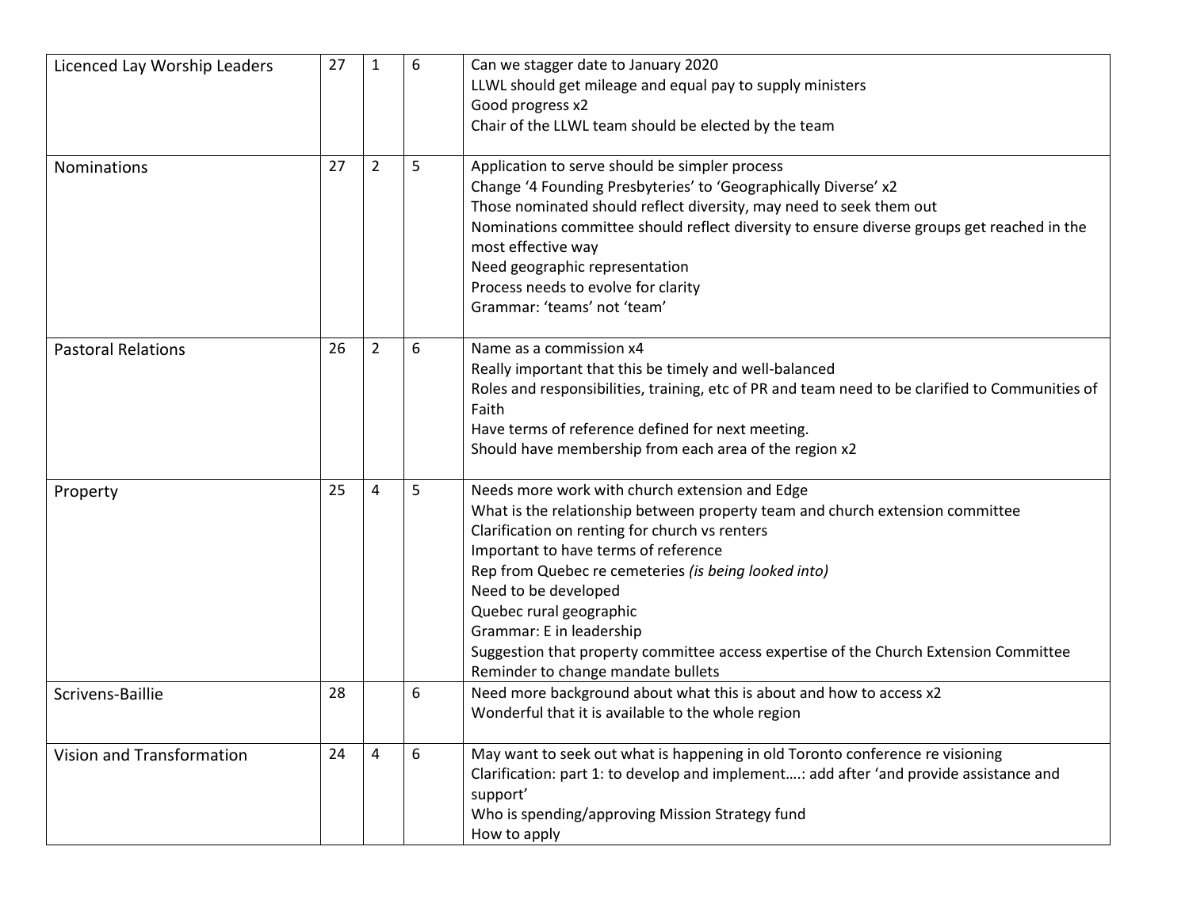| | | | | |
|---|---|---|---|---|
| Licenced Lay Worship Leaders | 27 | 1 | 6 | Can we stagger date to January 2020<br>LLWL should get mileage and equal pay to supply ministers<br>Good progress x2<br>Chair of the LLWL team should be elected by the team |
| Nominations | 27 | 2 | 5 | Application to serve should be simpler process<br>Change '4 Founding Presbyteries' to 'Geographically Diverse' x2<br>Those nominated should reflect diversity, may need to seek them out<br>Nominations committee should reflect diversity to ensure diverse groups get reached in the most effective way<br>Need geographic representation<br>Process needs to evolve for clarity<br>Grammar: 'teams' not 'team' |
| Pastoral Relations | 26 | 2 | 6 | Name as a commission x4<br>Really important that this be timely and well-balanced<br>Roles and responsibilities, training, etc of PR and team need to be clarified to Communities of Faith<br>Have terms of reference defined for next meeting.<br>Should have membership from each area of the region x2 |
| Property | 25 | 4 | 5 | Needs more work with church extension and Edge<br>What is the relationship between property team and church extension committee<br>Clarification on renting for church vs renters<br>Important to have terms of reference<br>Rep from Quebec re cemeteries *(is being looked into)*<br>Need to be developed<br>Quebec rural geographic<br>Grammar: E in leadership<br>Suggestion that property committee access expertise of the Church Extension Committee<br>Reminder to change mandate bullets |
| Scrivens-Baillie | 28 | | 6 | Need more background about what this is about and how to access x2<br>Wonderful that it is available to the whole region |
| Vision and Transformation | 24 | 4 | 6 | May want to seek out what is happening in old Toronto conference re visioning<br>Clarification: part 1: to develop and implement….: add after 'and provide assistance and support'<br>Who is spending/approving Mission Strategy fund<br>How to apply |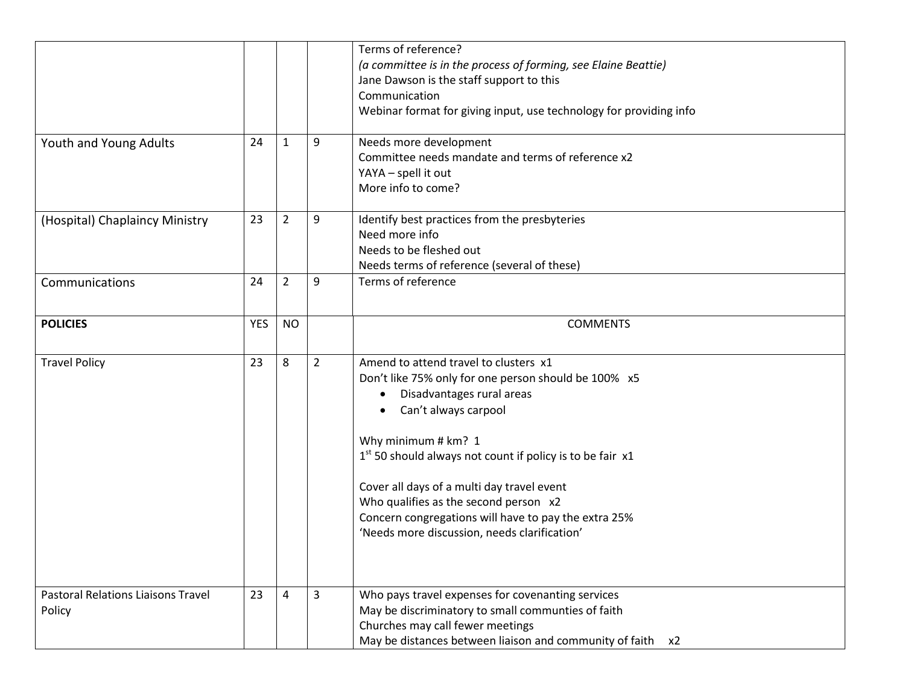| | | | | |
|---|---|---|---|---|
| | | | | Terms of reference?<br>*(a committee is in the process of forming, see Elaine Beattie)*<br>Jane Dawson is the staff support to this<br>Communication<br>Webinar format for giving input, use technology for providing info |
| Youth and Young Adults | 24 | 1 | 9 | Needs more development<br>Committee needs mandate and terms of reference x2<br>YAYA – spell it out<br>More info to come? |
| (Hospital) Chaplaincy Ministry | 23 | 2 | 9 | Identify best practices from the presbyteries<br>Need more info<br>Needs to be fleshed out<br>Needs terms of reference (several of these) |
| Communications | 24 | 2 | 9 | Terms of reference |
| **POLICIES** | YES | NO | | COMMENTS |
| Travel Policy | 23 | 8 | 2 | Amend to attend travel to clusters x1<br>Don't like 75% only for one person should be 100% x5<br>• Disadvantages rural areas<br>• Can't always carpool<br><br>Why minimum # km? 1<br>1st 50 should always not count if policy is to be fair x1<br><br>Cover all days of a multi day travel event<br>Who qualifies as the second person x2<br>Concern congregations will have to pay the extra 25%<br>'Needs more discussion, needs clarification' |
| Pastoral Relations Liaisons Travel Policy | 23 | 4 | 3 | Who pays travel expenses for covenanting services<br>May be discriminatory to small communties of faith<br>Churches may call fewer meetings<br>May be distances between liaison and community of faith x2 |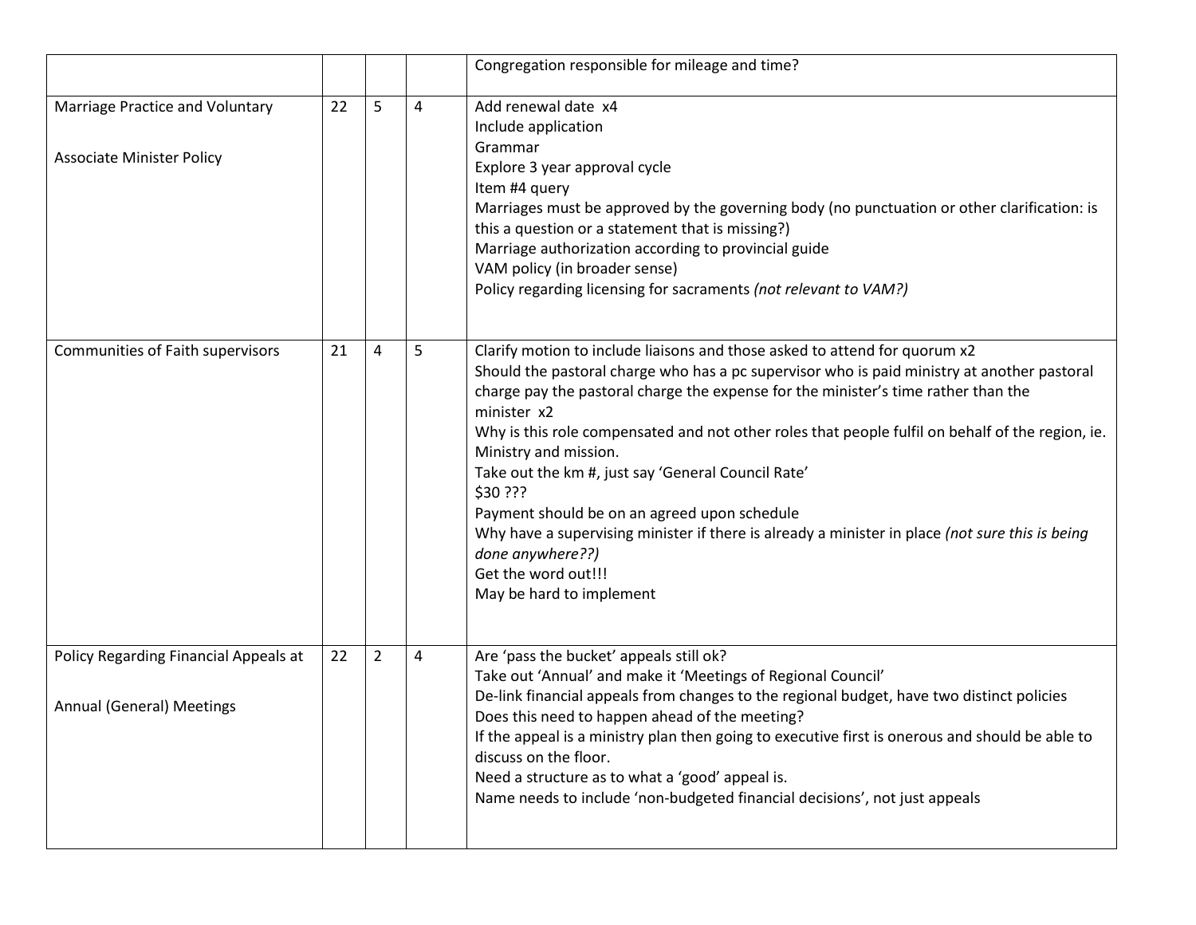| | | | | |
|---|---|---|---|---|
| | | | | Congregation responsible for mileage and time? |
| Marriage Practice and Voluntary<br><br>Associate Minister Policy | 22 | 5 | 4 | Add renewal date x4<br>Include application<br>Grammar<br>Explore 3 year approval cycle<br>Item #4 query<br>Marriages must be approved by the governing body (no punctuation or other clarification: is this a question or a statement that is missing?)<br>Marriage authorization according to provincial guide<br>VAM policy (in broader sense)<br>Policy regarding licensing for sacraments *(not relevant to VAM?)* |
| Communities of Faith supervisors | 21 | 4 | 5 | Clarify motion to include liaisons and those asked to attend for quorum x2<br>Should the pastoral charge who has a pc supervisor who is paid ministry at another pastoral charge pay the pastoral charge the expense for the minister's time rather than the minister x2<br>Why is this role compensated and not other roles that people fulfil on behalf of the region, ie. Ministry and mission.<br>Take out the km #, just say 'General Council Rate'<br>$30 ???<br>Payment should be on an agreed upon schedule<br>Why have a supervising minister if there is already a minister in place *(not sure this is being done anywhere??)*<br>Get the word out!!!<br>May be hard to implement |
| Policy Regarding Financial Appeals at<br><br>Annual (General) Meetings | 22 | 2 | 4 | Are 'pass the bucket' appeals still ok?<br>Take out 'Annual' and make it 'Meetings of Regional Council'<br>De-link financial appeals from changes to the regional budget, have two distinct policies<br>Does this need to happen ahead of the meeting?<br>If the appeal is a ministry plan then going to executive first is onerous and should be able to discuss on the floor.<br>Need a structure as to what a 'good' appeal is.<br>Name needs to include 'non-budgeted financial decisions', not just appeals |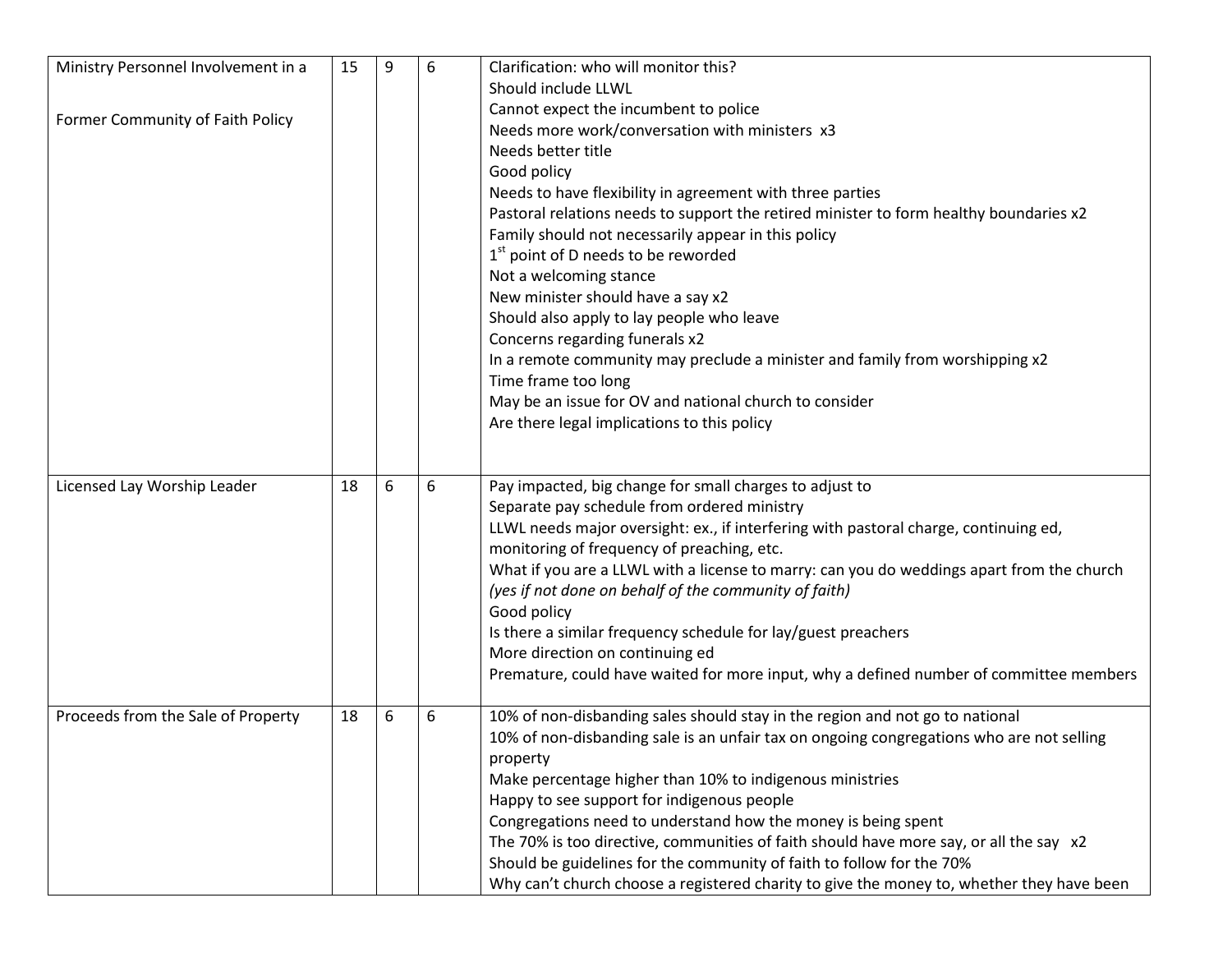| | | | | |
|---|---|---|---|---|
| Ministry Personnel Involvement in a Former Community of Faith Policy | 15 | 9 | 6 | Clarification: who will monitor this?<br>Should include LLWL<br>Cannot expect the incumbent to police<br>Needs more work/conversation with ministers x3<br>Needs better title<br>Good policy<br>Needs to have flexibility in agreement with three parties<br>Pastoral relations needs to support the retired minister to form healthy boundaries x2<br>Family should not necessarily appear in this policy<br>1st point of D needs to be reworded<br>Not a welcoming stance<br>New minister should have a say x2<br>Should also apply to lay people who leave<br>Concerns regarding funerals x2<br>In a remote community may preclude a minister and family from worshipping x2<br>Time frame too long<br>May be an issue for OV and national church to consider<br>Are there legal implications to this policy |
| Licensed Lay Worship Leader | 18 | 6 | 6 | Pay impacted, big change for small charges to adjust to<br>Separate pay schedule from ordered ministry<br>LLWL needs major oversight: ex., if interfering with pastoral charge, continuing ed, monitoring of frequency of preaching, etc.<br>What if you are a LLWL with a license to marry: can you do weddings apart from the church *(yes if not done on behalf of the community of faith)*<br>Good policy<br>Is there a similar frequency schedule for lay/guest preachers<br>More direction on continuing ed<br>Premature, could have waited for more input, why a defined number of committee members |
| Proceeds from the Sale of Property | 18 | 6 | 6 | 10% of non-disbanding sales should stay in the region and not go to national<br>10% of non-disbanding sale is an unfair tax on ongoing congregations who are not selling property<br>Make percentage higher than 10% to indigenous ministries<br>Happy to see support for indigenous people<br>Congregations need to understand how the money is being spent<br>The 70% is too directive, communities of faith should have more say, or all the say x2<br>Should be guidelines for the community of faith to follow for the 70%<br>Why can't church choose a registered charity to give the money to, whether they have been |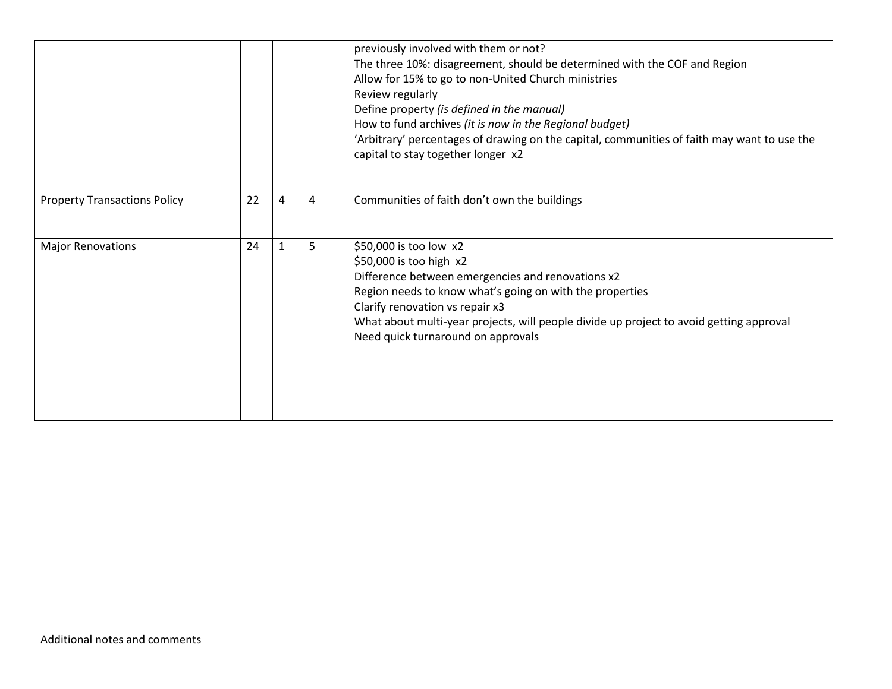| | | | | |
|---|---|---|---|---|
| | | | | previously involved with them or not?<br>The three 10%: disagreement, should be determined with the COF and Region<br>Allow for 15% to go to non-United Church ministries<br>Review regularly<br>Define property *(is defined in the manual)*<br>How to fund archives *(it is now in the Regional budget)*<br>'Arbitrary' percentages of drawing on the capital, communities of faith may want to use the capital to stay together longer x2 |
| Property Transactions Policy | 22 | 4 | 4 | Communities of faith don't own the buildings |
| Major Renovations | 24 | 1 | 5 | $50,000 is too low x2<br>$50,000 is too high x2<br>Difference between emergencies and renovations x2<br>Region needs to know what's going on with the properties<br>Clarify renovation vs repair x3<br>What about multi-year projects, will people divide up project to avoid getting approval<br>Need quick turnaround on approvals |

Additional notes and comments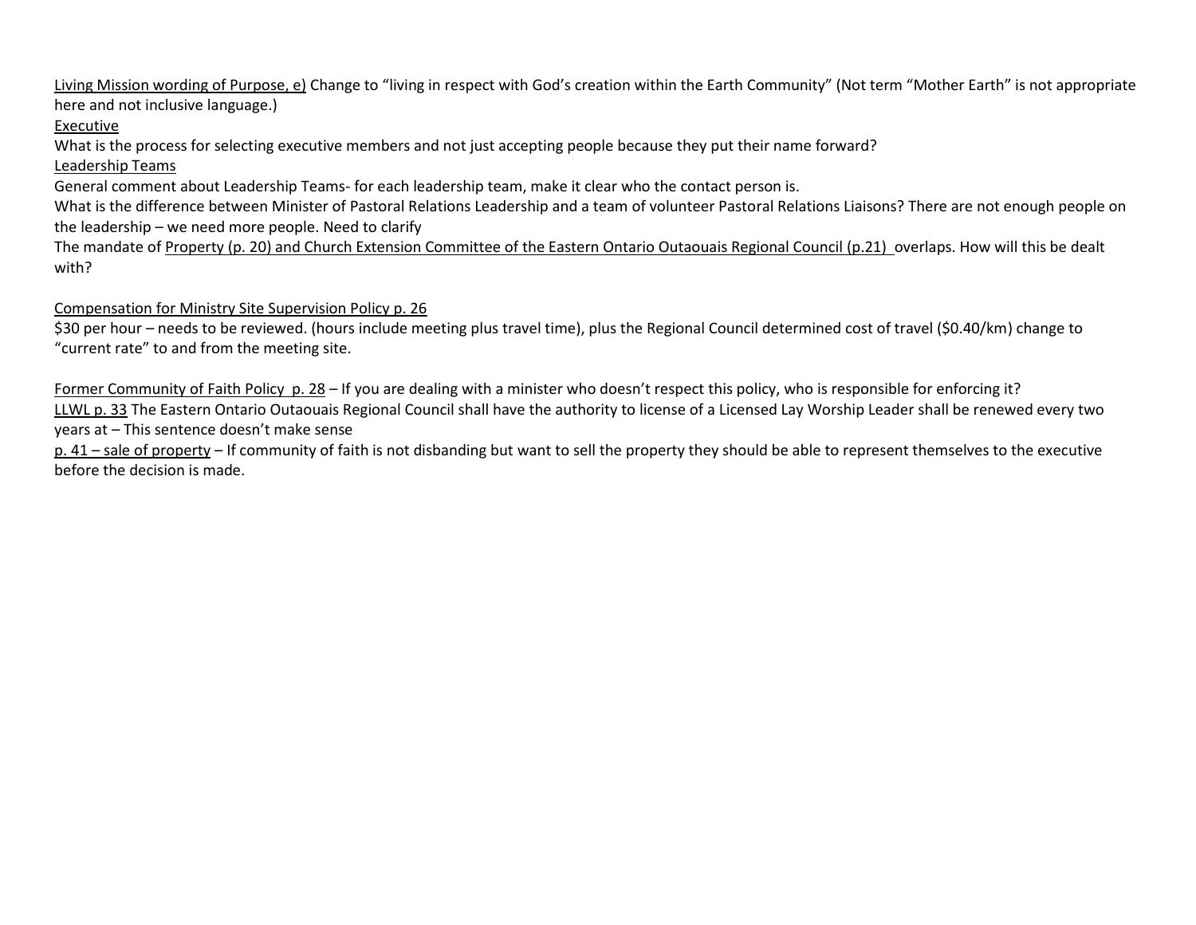Living Mission wording of Purpose, e) Change to "living in respect with God's creation within the Earth Community" (Not term "Mother Earth" is not appropriate here and not inclusive language.)

Executive

What is the process for selecting executive members and not just accepting people because they put their name forward?

Leadership Teams

General comment about Leadership Teams- for each leadership team, make it clear who the contact person is.

What is the difference between Minister of Pastoral Relations Leadership and a team of volunteer Pastoral Relations Liaisons? There are not enough people on the leadership – we need more people. Need to clarify

The mandate of Property (p. 20) and Church Extension Committee of the Eastern Ontario Outaouais Regional Council (p.21) overlaps. How will this be dealt with?

Compensation for Ministry Site Supervision Policy p. 26

$30 per hour – needs to be reviewed. (hours include meeting plus travel time), plus the Regional Council determined cost of travel ($0.40/km) change to "current rate" to and from the meeting site.

Former Community of Faith Policy p. 28 – If you are dealing with a minister who doesn't respect this policy, who is responsible for enforcing it?

LLWL p. 33 The Eastern Ontario Outaouais Regional Council shall have the authority to license of a Licensed Lay Worship Leader shall be renewed every two years at – This sentence doesn't make sense

p. 41 – sale of property – If community of faith is not disbanding but want to sell the property they should be able to represent themselves to the executive before the decision is made.